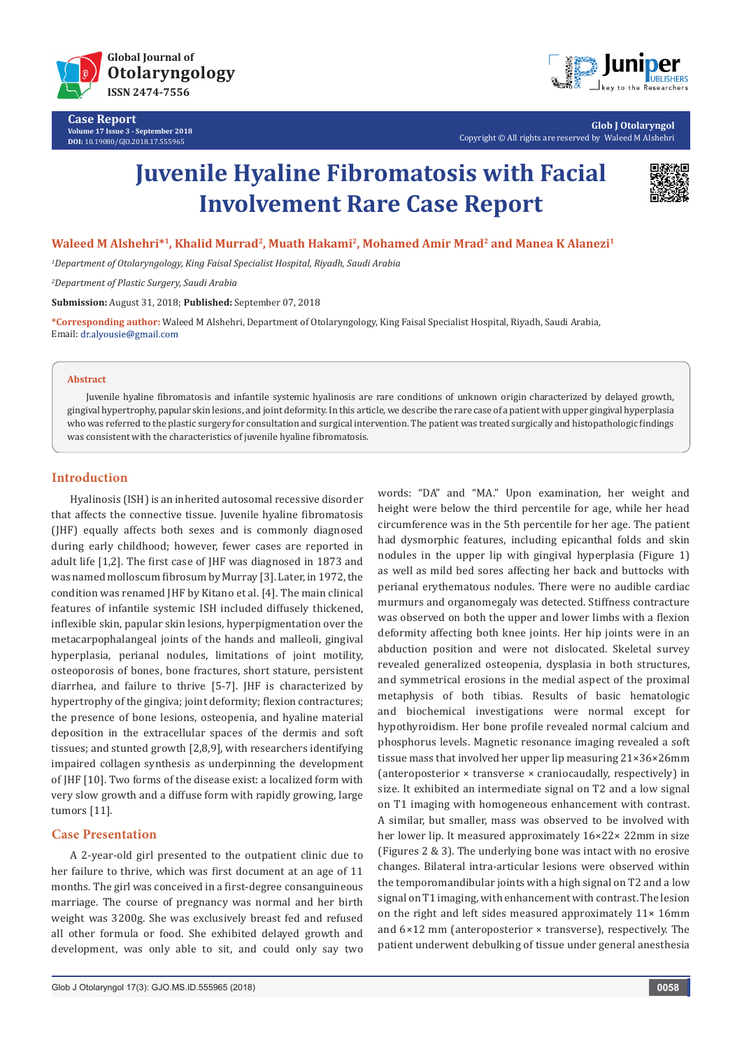# Juvenile Hyaline Fibromatosis with Facial Involvement Rare Case Report

**Waleed M Alshehri*[1], Khalid Murrad[2], Muath Hakami[2], Mohamed Amir Mrad[2] and Manea K Alanezi[1]**

*[1]Department of Otolaryngology, King Faisal Specialist Hospital, Riyadh, Saudi Arabia*

*[2]Department of Plastic Surgery, Saudi Arabia*

**Submission:** August 31, 2018; **Published:** September 07, 2018

***Corresponding author:** Waleed M Alshehri, Department of Otolaryngology, King Faisal Specialist Hospital, Riyadh, Saudi Arabia, Email: dr.alyousie@gmail.com

## Abstract

Juvenile hyaline fibromatosis and infantile systemic hyalinosis are rare conditions of unknown origin characterized by delayed growth, gingival hypertrophy, papular skin lesions, and joint deformity. In this article, we describe the rare case of a patient with upper gingival hyperplasia who was referred to the plastic surgery for consultation and surgical intervention. The patient was treated surgically and histopathologic findings was consistent with the characteristics of juvenile hyaline fibromatosis.

## Introduction

Hyalinosis (ISH) is an inherited autosomal recessive disorder that affects the connective tissue. Juvenile hyaline fibromatosis (JHF) equally affects both sexes and is commonly diagnosed during early childhood; however, fewer cases are reported in adult life [1,2]. The first case of JHF was diagnosed in 1873 and was named molloscum fibrosum by Murray [3]. Later, in 1972, the condition was renamed JHF by Kitano et al. [4]. The main clinical features of infantile systemic ISH included diffusely thickened, inflexible skin, papular skin lesions, hyperpigmentation over the metacarpophalangeal joints of the hands and malleoli, gingival hyperplasia, perianal nodules, limitations of joint motility, osteoporosis of bones, bone fractures, short stature, persistent diarrhea, and failure to thrive [5-7]. JHF is characterized by hypertrophy of the gingiva; joint deformity; flexion contractures; the presence of bone lesions, osteopenia, and hyaline material deposition in the extracellular spaces of the dermis and soft tissues; and stunted growth [2,8,9], with researchers identifying impaired collagen synthesis as underpinning the development of JHF [10]. Two forms of the disease exist: a localized form with very slow growth and a diffuse form with rapidly growing, large tumors [11].

## Case Presentation

A 2-year-old girl presented to the outpatient clinic due to her failure to thrive, which was first document at an age of 11 months. The girl was conceived in a first-degree consanguineous marriage. The course of pregnancy was normal and her birth weight was 3200g. She was exclusively breast fed and refused all other formula or food. She exhibited delayed growth and development, was only able to sit, and could only say two words: "DA" and "MA." Upon examination, her weight and height were below the third percentile for age, while her head circumference was in the 5th percentile for her age. The patient had dysmorphic features, including epicanthal folds and skin nodules in the upper lip with gingival hyperplasia (Figure 1) as well as mild bed sores affecting her back and buttocks with perianal erythematous nodules. There were no audible cardiac murmurs and organomegaly was detected. Stiffness contracture was observed on both the upper and lower limbs with a flexion deformity affecting both knee joints. Her hip joints were in an abduction position and were not dislocated. Skeletal survey revealed generalized osteopenia, dysplasia in both structures, and symmetrical erosions in the medial aspect of the proximal metaphysis of both tibias. Results of basic hematologic and biochemical investigations were normal except for hypothyroidism. Her bone profile revealed normal calcium and phosphorus levels. Magnetic resonance imaging revealed a soft tissue mass that involved her upper lip measuring 21×36×26mm (anteroposterior × transverse × craniocaudally, respectively) in size. It exhibited an intermediate signal on T2 and a low signal on T1 imaging with homogeneous enhancement with contrast. A similar, but smaller, mass was observed to be involved with her lower lip. It measured approximately 16×22× 22mm in size (Figures 2 & 3). The underlying bone was intact with no erosive changes. Bilateral intra-articular lesions were observed within the temporomandibular joints with a high signal on T2 and a low signal on T1 imaging, with enhancement with contrast. The lesion on the right and left sides measured approximately 11× 16mm and 6×12 mm (anteroposterior × transverse), respectively. The patient underwent debulking of tissue under general anesthesia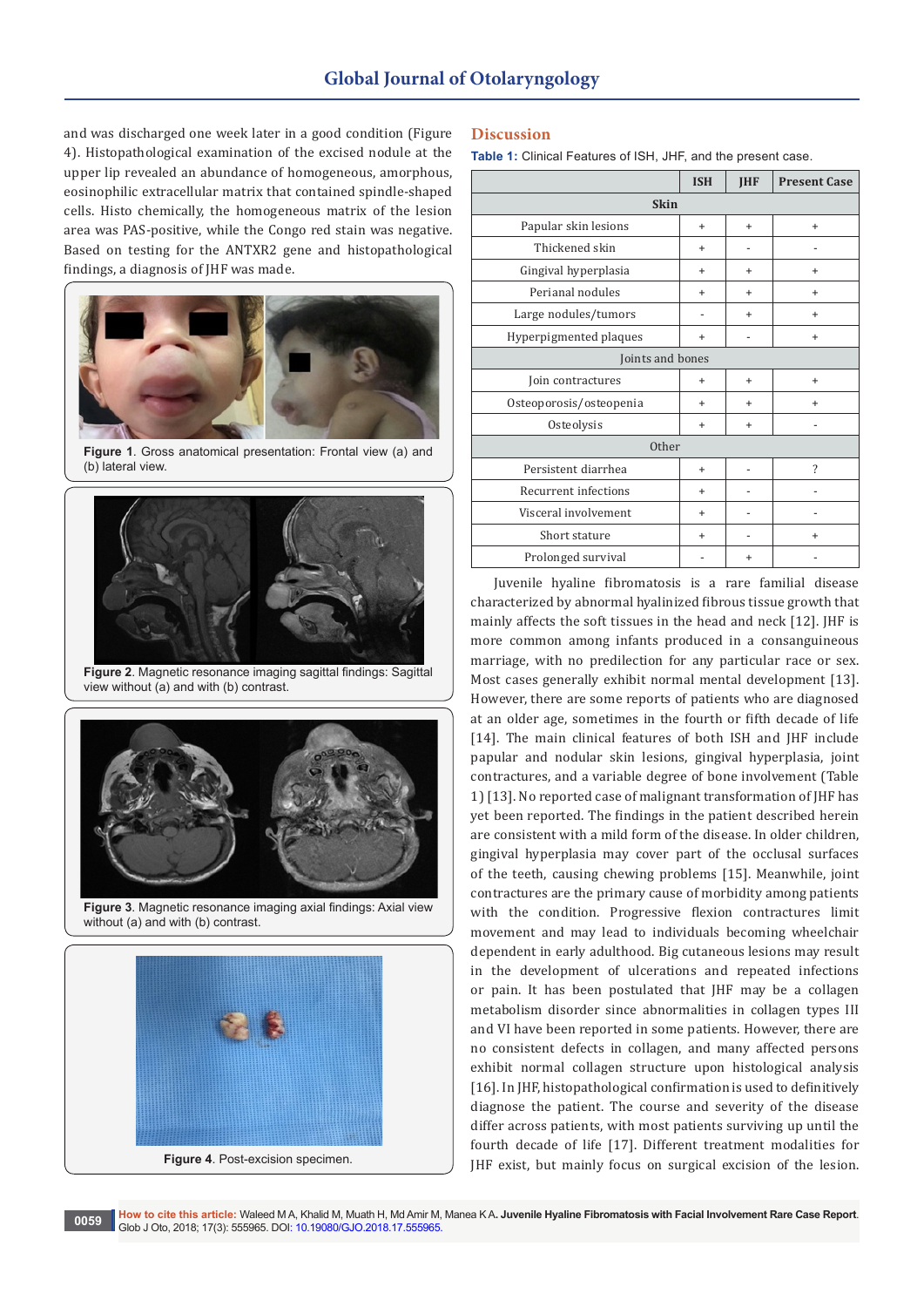and was discharged one week later in a good condition (Figure 4). Histopathological examination of the excised nodule at the upper lip revealed an abundance of homogeneous, amorphous, eosinophilic extracellular matrix that contained spindle-shaped cells. Histo chemically, the homogeneous matrix of the lesion area was PAS-positive, while the Congo red stain was negative. Based on testing for the ANTXR2 gene and histopathological findings, a diagnosis of JHF was made.

**Figure 1**. Gross anatomical presentation: Frontal view (a) and (b) lateral view.

**Figure 2**. Magnetic resonance imaging sagittal findings: Sagittal view without (a) and with (b) contrast.

**Figure 3**. Magnetic resonance imaging axial findings: Axial view without (a) and with (b) contrast.

**Figure 4**. Post-excision specimen.

## Discussion

**Table 1:** Clinical Features of ISH, JHF, and the present case.

| | ISH | JHF | Present Case |
|---|---|---|---|
| **Skin** | | | |
| Papular skin lesions | + | + | + |
| Thickened skin | + | - | - |
| Gingival hyperplasia | + | + | + |
| Perianal nodules | + | + | + |
| Large nodules/tumors | - | + | + |
| Hyperpigmented plaques | + | - | + |
| Joints and bones | | | |
| Join contractures | + | + | + |
| Osteoporosis/osteopenia | + | + | + |
| Osteolysis | + | + | - |
| Other | | | |
| Persistent diarrhea | + | - | ? |
| Recurrent infections | + | - | - |
| Visceral involvement | + | - | - |
| Short stature | + | - | + |
| Prolonged survival | - | + | - |

Juvenile hyaline fibromatosis is a rare familial disease characterized by abnormal hyalinized fibrous tissue growth that mainly affects the soft tissues in the head and neck [12]. JHF is more common among infants produced in a consanguineous marriage, with no predilection for any particular race or sex. Most cases generally exhibit normal mental development [13]. However, there are some reports of patients who are diagnosed at an older age, sometimes in the fourth or fifth decade of life [14]. The main clinical features of both ISH and JHF include papular and nodular skin lesions, gingival hyperplasia, joint contractures, and a variable degree of bone involvement (Table 1) [13]. No reported case of malignant transformation of JHF has yet been reported. The findings in the patient described herein are consistent with a mild form of the disease. In older children, gingival hyperplasia may cover part of the occlusal surfaces of the teeth, causing chewing problems [15]. Meanwhile, joint contractures are the primary cause of morbidity among patients with the condition. Progressive flexion contractures limit movement and may lead to individuals becoming wheelchair dependent in early adulthood. Big cutaneous lesions may result in the development of ulcerations and repeated infections or pain. It has been postulated that JHF may be a collagen metabolism disorder since abnormalities in collagen types III and VI have been reported in some patients. However, there are no consistent defects in collagen, and many affected persons exhibit normal collagen structure upon histological analysis [16]. In JHF, histopathological confirmation is used to definitively diagnose the patient. The course and severity of the disease differ across patients, with most patients surviving up until the fourth decade of life [17]. Different treatment modalities for JHF exist, but mainly focus on surgical excision of the lesion.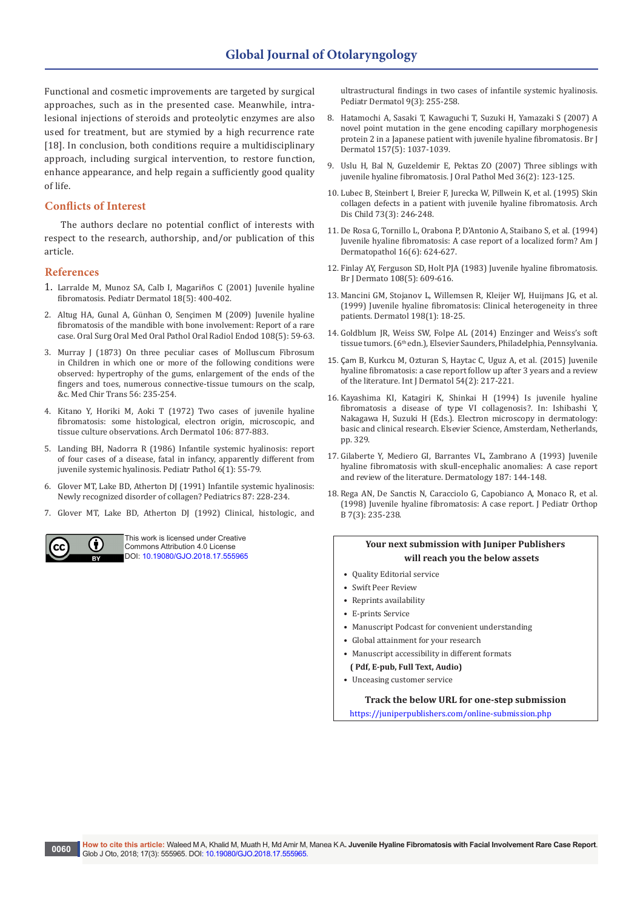Functional and cosmetic improvements are targeted by surgical approaches, such as in the presented case. Meanwhile, intra-lesional injections of steroids and proteolytic enzymes are also used for treatment, but are stymied by a high recurrence rate [18]. In conclusion, both conditions require a multidisciplinary approach, including surgical intervention, to restore function, enhance appearance, and help regain a sufficiently good quality of life.

## Conflicts of Interest

The authors declare no potential conflict of interests with respect to the research, authorship, and/or publication of this article.

## References

1. Larralde M, Munoz SA, Calb I, Magariños C (2001) Juvenile hyaline fibromatosis. Pediatr Dermatol 18(5): 400-402.
2. Altug HA, Gunal A, Günhan O, Sençimen M (2009) Juvenile hyaline fibromatosis of the mandible with bone involvement: Report of a rare case. Oral Surg Oral Med Oral Pathol Oral Radiol Endod 108(5): 59-63.
3. Murray J (1873) On three peculiar cases of Molluscum Fibrosum in Children in which one or more of the following conditions were observed: hypertrophy of the gums, enlargement of the ends of the fingers and toes, numerous connective-tissue tumours on the scalp, &c. Med Chir Trans 56: 235-254.
4. Kitano Y, Horiki M, Aoki T (1972) Two cases of juvenile hyaline fibromatosis: some histological, electron origin, microscopic, and tissue culture observations. Arch Dermatol 106: 877-883.
5. Landing BH, Nadorra R (1986) Infantile systemic hyalinosis: report of four cases of a disease, fatal in infancy, apparently different from juvenile systemic hyalinosis. Pediatr Pathol 6(1): 55-79.
6. Glover MT, Lake BD, Atherton DJ (1991) Infantile systemic hyalinosis: Newly recognized disorder of collagen? Pediatrics 87: 228-234.
7. Glover MT, Lake BD, Atherton DJ (1992) Clinical, histologic, and ultrastructural findings in two cases of infantile systemic hyalinosis. Pediatr Dermatol 9(3): 255-258.
8. Hatamochi A, Sasaki T, Kawaguchi T, Suzuki H, Yamazaki S (2007) A novel point mutation in the gene encoding capillary morphogenesis protein 2 in a Japanese patient with juvenile hyaline fibromatosis. Br J Dermatol 157(5): 1037-1039.
9. Uslu H, Bal N, Guzeldemir E, Pektas ZO (2007) Three siblings with juvenile hyaline fibromatosis. J Oral Pathol Med 36(2): 123-125.
10. Lubec B, Steinbert I, Breier F, Jurecka W, Pillwein K, et al. (1995) Skin collagen defects in a patient with juvenile hyaline fibromatosis. Arch Dis Child 73(3): 246-248.
11. De Rosa G, Tornillo L, Orabona P, D'Antonio A, Staibano S, et al. (1994) Juvenile hyaline fibromatosis: A case report of a localized form? Am J Dermatopathol 16(6): 624-627.
12. Finlay AY, Ferguson SD, Holt PJA (1983) Juvenile hyaline fibromatosis. Br J Dermato 108(5): 609-616.
13. Mancini GM, Stojanov L, Willemsen R, Kleijer WJ, Huijmans JG, et al. (1999) Juvenile hyaline fibromatosis: Clinical heterogeneity in three patients. Dermatol 198(1): 18-25.
14. Goldblum JR, Weiss SW, Folpe AL (2014) Enzinger and Weiss's soft tissue tumors. (6th edn.), Elsevier Saunders, Philadelphia, Pennsylvania.
15. Çam B, Kurkcu M, Ozturan S, Haytac C, Uguz A, et al. (2015) Juvenile hyaline fibromatosis: a case report follow up after 3 years and a review of the literature. Int J Dermatol 54(2): 217-221.
16. Kayashima KI, Katagiri K, Shinkai H (1994) Is juvenile hyaline fibromatosis a disease of type VI collagenosis?. In: Ishibashi Y, Nakagawa H, Suzuki H (Eds.). Electron microscopy in dermatology: basic and clinical research. Elsevier Science, Amsterdam, Netherlands, pp. 329.
17. Gilaberte Y, Mediero GI, Barrantes VL, Zambrano A (1993) Juvenile hyaline fibromatosis with skull-encephalic anomalies: A case report and review of the literature. Dermatology 187: 144-148.
18. Rega AN, De Sanctis N, Caracciolo G, Capobianco A, Monaco R, et al. (1998) Juvenile hyaline fibromatosis: A case report. J Pediatr Orthop B 7(3): 235-238.

This work is licensed under Creative Commons Attribution 4.0 License
DOI: 10.19080/GJO.2018.17.555965

**Your next submission with Juniper Publishers will reach you the below assets**

- Quality Editorial service
- Swift Peer Review
- Reprints availability
- E-prints Service
- Manuscript Podcast for convenient understanding
- Global attainment for your research
- Manuscript accessibility in different formats
  **( Pdf, E-pub, Full Text, Audio)**
- Unceasing customer service

**Track the below URL for one-step submission**

https://juniperpublishers.com/online-submission.php

**How to cite this article:** Waleed M A, Khalid M, Muath H, Md Amir M, Manea K A. **Juvenile Hyaline Fibromatosis with Facial Involvement Rare Case Report**. Glob J Oto, 2018; 17(3): 555965. DOI: 10.19080/GJO.2018.17.555965.